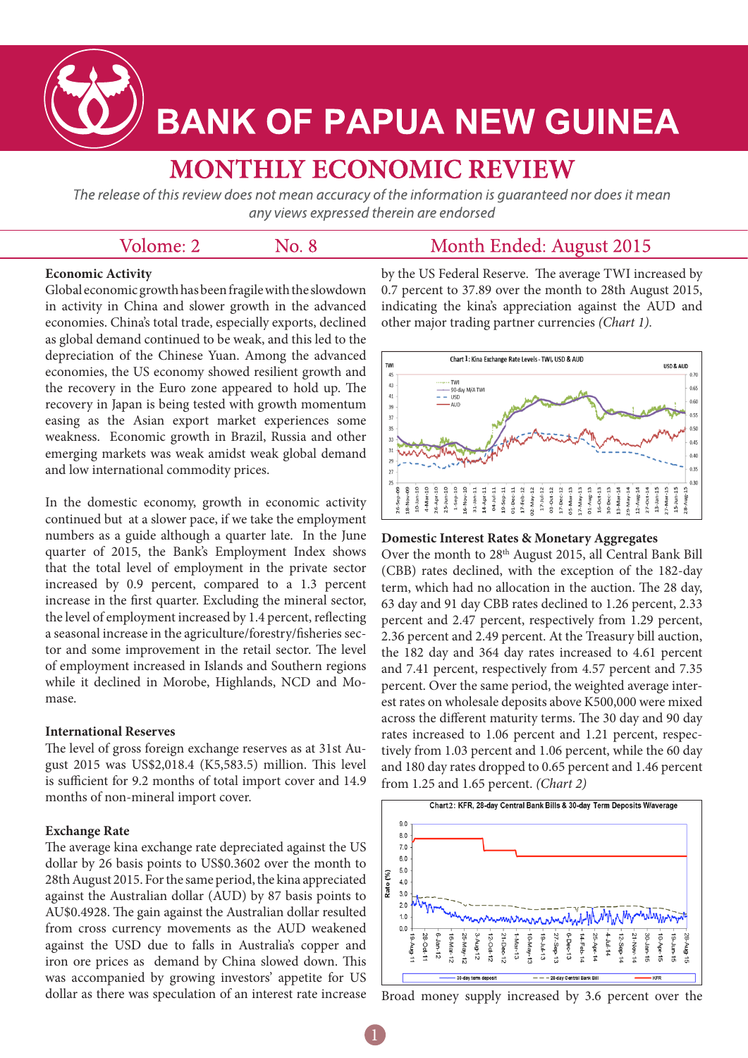# BANK OF PAPUA NEW GUINEA

# MONTHLY ECONOMIC REVIEW

*The release of this review does not mean accuracy of the information is guaranteed nor does it mean any views expressed therein are endorsed*

Volome: 2 No. 8 Month Ended: August 2015

### Economic Activity

Global economic growth has been fragile with the slowdown in activity in China and slower growth in the advanced economies. China's total trade, especially exports, declined as global demand continued to be weak, and this led to the depreciation of the Chinese Yuan. Among the advanced economies, the US economy showed resilient growth and the recovery in the Euro zone appeared to hold up. The recovery in Japan is being tested with growth momentum easing as the Asian export market experiences some weakness. Economic growth in Brazil, Russia and other emerging markets was weak amidst weak global demand and low international commodity prices.

In the domestic economy, growth in economic activity continued but at a slower pace, if we take the employment numbers as a guide although a quarter late. In the June quarter of 2015, the Bank's Employment Index shows that the total level of employment in the private sector increased by 0.9 percent, compared to a 1.3 percent increase in the first quarter. Excluding the mineral sector, the level of employment increased by 1.4 percent, reflecting a seasonal increase in the agriculture/forestry/fisheries sector and some improvement in the retail sector. The level of employment increased in Islands and Southern regions while it declined in Morobe, Highlands, NCD and Momase.

### International Reserves

The level of gross foreign exchange reserves as at 31st August 2015 was US$2,018.4 (K5,583.5) million. This level is sufficient for 9.2 months of total import cover and 14.9 months of non-mineral import cover.

### Exchange Rate

The average kina exchange rate depreciated against the US dollar by 26 basis points to US$0.3602 over the month to 28th August 2015. For the same period, the kina appreciated against the Australian dollar (AUD) by 87 basis points to AU$0.4928. The gain against the Australian dollar resulted from cross currency movements as the AUD weakened against the USD due to falls in Australia's copper and iron ore prices as demand by China slowed down. This was accompanied by growing investors' appetite for US dollar as there was speculation of an interest rate increase by the US Federal Reserve. The average TWI increased by 0.7 percent to 37.89 over the month to 28th August 2015, indicating the kina's appreciation against the AUD and other major trading partner currencies *(Chart 1).*

Chart 1: Kina Exchange Rate Levels - TWI, USD & AUD

### Domestic Interest Rates & Monetary Aggregates

Over the month to 28th August 2015, all Central Bank Bill (CBB) rates declined, with the exception of the 182-day term, which had no allocation in the auction. The 28 day, 63 day and 91 day CBB rates declined to 1.26 percent, 2.33 percent and 2.47 percent, respectively from 1.29 percent, 2.36 percent and 2.49 percent. At the Treasury bill auction, the 182 day and 364 day rates increased to 4.61 percent and 7.41 percent, respectively from 4.57 percent and 7.35 percent. Over the same period, the weighted average interest rates on wholesale deposits above K500,000 were mixed across the different maturity terms. The 30 day and 90 day rates increased to 1.06 percent and 1.21 percent, respectively from 1.03 percent and 1.06 percent, while the 60 day and 180 day rates dropped to 0.65 percent and 1.46 percent from 1.25 and 1.65 percent. *(Chart 2)*

Chart2: KFR, 28-day Central Bank Bills & 30-day Term Deposits W/average

Broad money supply increased by 3.6 percent over the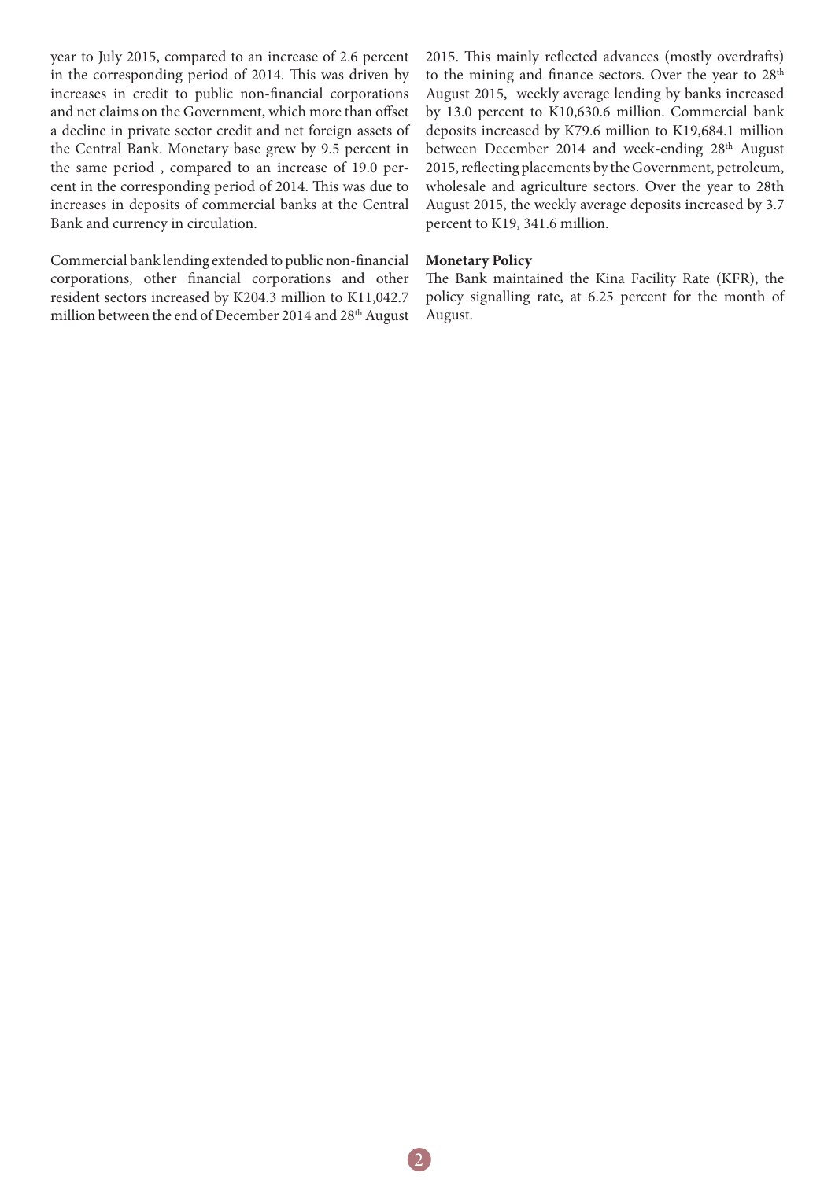year to July 2015, compared to an increase of 2.6 percent in the corresponding period of 2014. This was driven by increases in credit to public non-financial corporations and net claims on the Government, which more than offset a decline in private sector credit and net foreign assets of the Central Bank. Monetary base grew by 9.5 percent in the same period , compared to an increase of 19.0 percent in the corresponding period of 2014. This was due to increases in deposits of commercial banks at the Central Bank and currency in circulation.

Commercial bank lending extended to public non-financial corporations, other financial corporations and other resident sectors increased by K204.3 million to K11,042.7 million between the end of December 2014 and 28th August 2015. This mainly reflected advances (mostly overdrafts) to the mining and finance sectors. Over the year to 28th August 2015, weekly average lending by banks increased by 13.0 percent to K10,630.6 million. Commercial bank deposits increased by K79.6 million to K19,684.1 million between December 2014 and week-ending 28th August 2015, reflecting placements by the Government, petroleum, wholesale and agriculture sectors. Over the year to 28th August 2015, the weekly average deposits increased by 3.7 percent to K19, 341.6 million.

**Monetary Policy**

The Bank maintained the Kina Facility Rate (KFR), the policy signalling rate, at 6.25 percent for the month of August.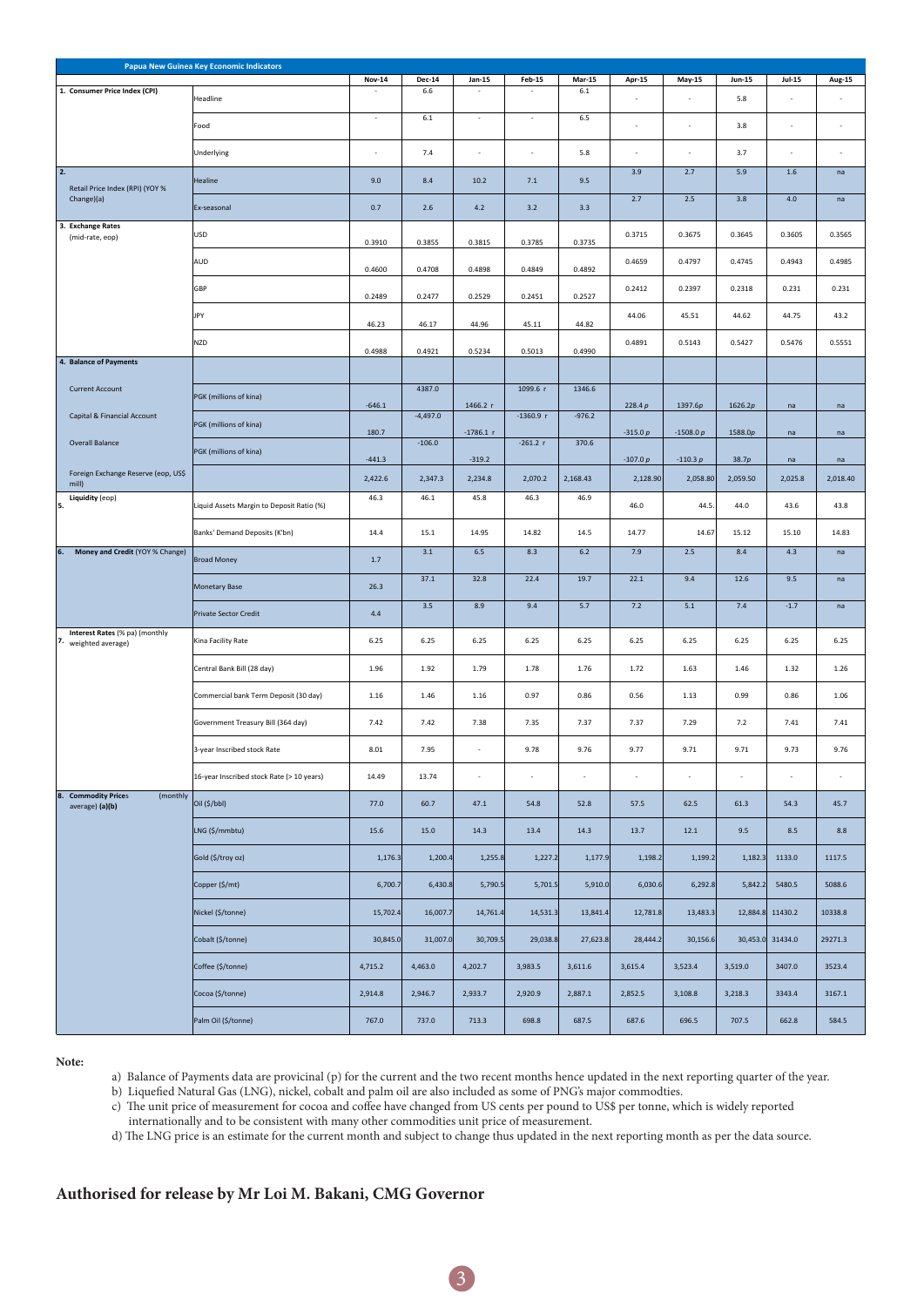| Papua New Guinea Key Economic Indicators | | Nov-14 | Dec-14 | Jan-15 | Feb-15 | Mar-15 | Apr-15 | May-15 | Jun-15 | Jul-15 | Aug-15 |
|---|---|---|---|---|---|---|---|---|---|---|---|
| 1. Consumer Price Index (CPI) | Headline | - | 6.6 | - | - | 6.1 | - | - | 5.8 | - | - |
| | Food | - | 6.1 | - | - | 6.5 | - | - | 3.8 | - | - |
| | Underlying | - | 7.4 | - | - | 5.8 | - | - | 3.7 | - | - |
| 2. Retail Price Index (RPI) (YOY % Change)(a) | Healine | 9.0 | 8.4 | 10.2 | 7.1 | 9.5 | 3.9 | 2.7 | 5.9 | 1.6 | na |
| | Ex-seasonal | 0.7 | 2.6 | 4.2 | 3.2 | 3.3 | 2.7 | 2.5 | 3.8 | 4.0 | na |
| 3. Exchange Rates (mid-rate, eop) | USD | 0.3910 | 0.3855 | 0.3815 | 0.3785 | 0.3735 | 0.3715 | 0.3675 | 0.3645 | 0.3605 | 0.3565 |
| | AUD | 0.4600 | 0.4708 | 0.4898 | 0.4849 | 0.4892 | 0.4659 | 0.4797 | 0.4745 | 0.4943 | 0.4985 |
| | GBP | 0.2489 | 0.2477 | 0.2529 | 0.2451 | 0.2527 | 0.2412 | 0.2397 | 0.2318 | 0.231 | 0.231 |
| | JPY | 46.23 | 46.17 | 44.96 | 45.11 | 44.82 | 44.06 | 45.51 | 44.62 | 44.75 | 43.2 |
| | NZD | 0.4988 | 0.4921 | 0.5234 | 0.5013 | 0.4990 | 0.4891 | 0.5143 | 0.5427 | 0.5476 | 0.5551 |
| 4. Balance of Payments | | | | | | | | | | | |
| Current Account | PGK (millions of kina) | -646.1 | 4387.0 | 1466.2 r | 1099.6 r | 1346.6 | 228.4 p | 1397.6p | 1626.2p | na | na |
| Capital & Financial Account | PGK (millions of kina) | 180.7 | -4,497.0 | -1786.1 r | -1360.9 r | -976.2 | -315.0 p | -1508.0 p | 1588.0p | na | na |
| Overall Balance | PGK (millions of kina) | -441.3 | -106.0 | -319.2 | -261.2 r | 370.6 | -107.0 p | -110.3 p | 38.7p | na | na |
| Foreign Exchange Reserve (eop, US$ mill) | | 2,422.6 | 2,347.3 | 2,234.8 | 2,070.2 | 2,168.43 | 2,128.90 | 2,058.80 | 2,059.50 | 2,025.8 | 2,018.40 |
| 5. Liquidity (eop) | Liquid Assets Margin to Deposit Ratio (%) | 46.3 | 46.1 | 45.8 | 46.3 | 46.9 | 46.0 | 44.5 | 44.0 | 43.6 | 43.8 |
| | Banks' Demand Deposits (K'bn) | 14.4 | 15.1 | 14.95 | 14.82 | 14.5 | 14.77 | 14.67 | 15.12 | 15.10 | 14.83 |
| 6. Money and Credit (YOY % Change) | Broad Money | 1.7 | 3.1 | 6.5 | 8.3 | 6.2 | 7.9 | 2.5 | 8.4 | 4.3 | na |
| | Monetary Base | 26.3 | 37.1 | 32.8 | 22.4 | 19.7 | 22.1 | 9.4 | 12.6 | 9.5 | na |
| | Private Sector Credit | 4.4 | 3.5 | 8.9 | 9.4 | 5.7 | 7.2 | 5.1 | 7.4 | -1.7 | na |
| 7. Interest Rates (% pa) (monthly weighted average) | Kina Facility Rate | 6.25 | 6.25 | 6.25 | 6.25 | 6.25 | 6.25 | 6.25 | 6.25 | 6.25 | 6.25 |
| | Central Bank Bill (28 day) | 1.96 | 1.92 | 1.79 | 1.78 | 1.76 | 1.72 | 1.63 | 1.46 | 1.32 | 1.26 |
| | Commercial bank Term Deposit (30 day) | 1.16 | 1.46 | 1.16 | 0.97 | 0.86 | 0.56 | 1.13 | 0.99 | 0.86 | 1.06 |
| | Government Treasury Bill (364 day) | 7.42 | 7.42 | 7.38 | 7.35 | 7.37 | 7.37 | 7.29 | 7.2 | 7.41 | 7.41 |
| | 3-year Inscribed stock Rate | 8.01 | 7.95 | - | 9.78 | 9.76 | 9.77 | 9.71 | 9.71 | 9.73 | 9.76 |
| | 16-year Inscribed stock Rate (> 10 years) | 14.49 | 13.74 | - | - | - | - | - | - | - | - |
| 8. Commodity Prices (monthly average) (a)(b) | Oil ($/bbl) | 77.0 | 60.7 | 47.1 | 54.8 | 52.8 | 57.5 | 62.5 | 61.3 | 54.3 | 45.7 |
| | LNG ($/mmbtu) | 15.6 | 15.0 | 14.3 | 13.4 | 14.3 | 13.7 | 12.1 | 9.5 | 8.5 | 8.8 |
| | Gold ($/troy oz) | 1,176.3 | 1,200.4 | 1,255.8 | 1,227.2 | 1,177.9 | 1,198.2 | 1,199.2 | 1,182.3 | 1133.0 | 1117.5 |
| | Copper ($/mt) | 6,700.7 | 6,430.8 | 5,790.5 | 5,701.5 | 5,910.0 | 6,030.6 | 6,292.8 | 5,842.2 | 5480.5 | 5088.6 |
| | Nickel ($/tonne) | 15,702.4 | 16,007.7 | 14,761.4 | 14,531.3 | 13,841.4 | 12,781.8 | 13,483.3 | 12,884.8 | 11430.2 | 10338.8 |
| | Cobalt ($/tonne) | 30,845.0 | 31,007.0 | 30,709.5 | 29,038.8 | 27,623.8 | 28,444.2 | 30,156.6 | 30,453.0 | 31434.0 | 29271.3 |
| | Coffee ($/tonne) | 4,715.2 | 4,463.0 | 4,202.7 | 3,983.5 | 3,611.6 | 3,615.4 | 3,523.4 | 3,519.0 | 3407.0 | 3523.4 |
| | Cocoa ($/tonne) | 2,914.8 | 2,946.7 | 2,933.7 | 2,920.9 | 2,887.1 | 2,852.5 | 3,108.8 | 3,218.3 | 3343.4 | 3167.1 |
| | Palm Oil ($/tonne) | 767.0 | 737.0 | 713.3 | 698.8 | 687.5 | 687.6 | 696.5 | 707.5 | 662.8 | 584.5 |

**Note:**

a) Balance of Payments data are provicinal (p) for the current and the two recent months hence updated in the next reporting quarter of the year.

b) Liquefied Natural Gas (LNG), nickel, cobalt and palm oil are also included as some of PNG's major commodties.

c) The unit price of measurement for cocoa and coffee have changed from US cents per pound to US$ per tonne, which is widely reported internationally and to be consistent with many other commodities unit price of measurement.

d) The LNG price is an estimate for the current month and subject to change thus updated in the next reporting month as per the data source.

## Authorised for release by Mr Loi M. Bakani, CMG Governor